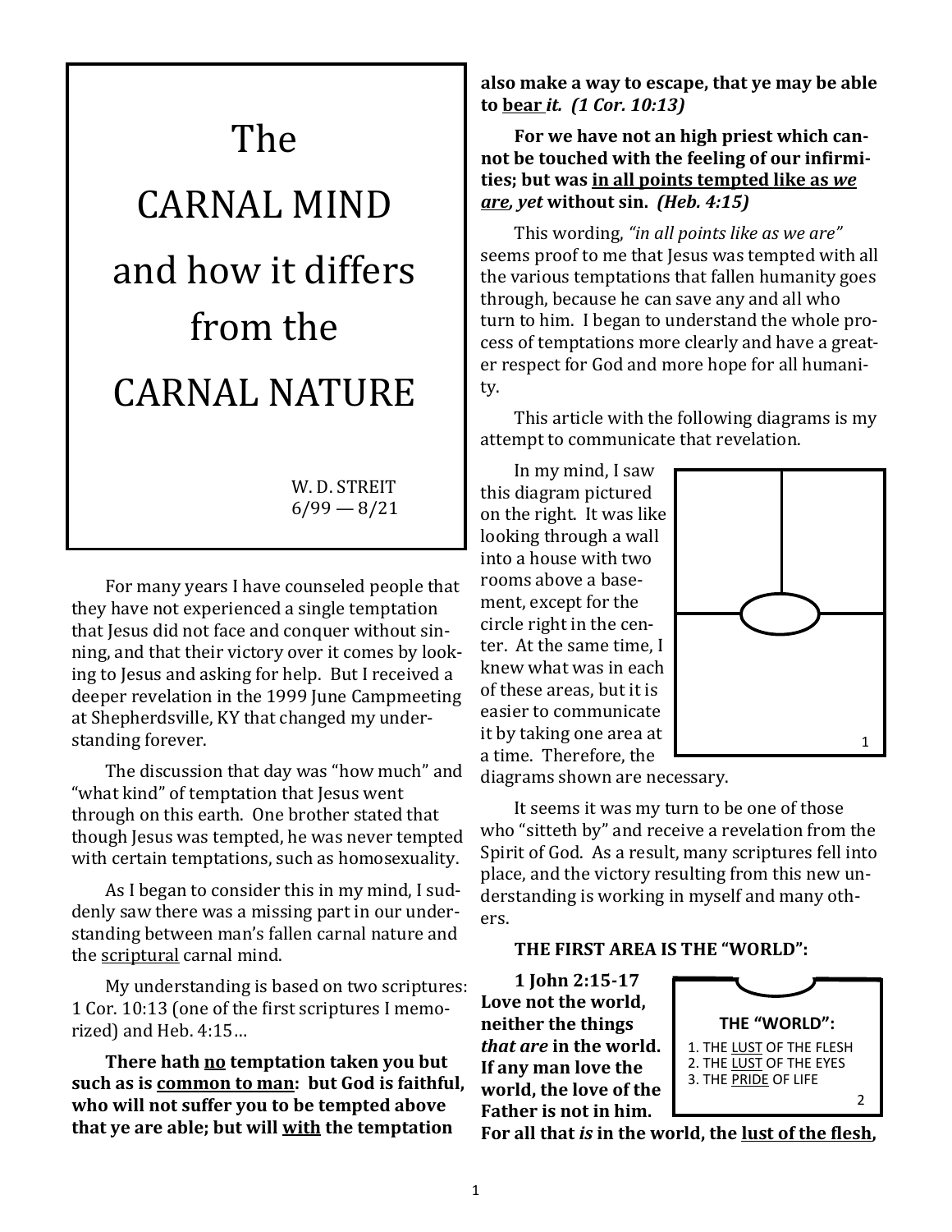# The CARNAL MIND and how it differs from the CARNAL NATURE

W. D. STREIT
6/99 — 8/21

For many years I have counseled people that they have not experienced a single temptation that Jesus did not face and conquer without sinning, and that their victory over it comes by looking to Jesus and asking for help. But I received a deeper revelation in the 1999 June Campmeeting at Shepherdsville, KY that changed my understanding forever.

The discussion that day was "how much" and "what kind" of temptation that Jesus went through on this earth. One brother stated that though Jesus was tempted, he was never tempted with certain temptations, such as homosexuality.

As I began to consider this in my mind, I suddenly saw there was a missing part in our understanding between man's fallen carnal nature and the <u>scriptural</u> carnal mind.

My understanding is based on two scriptures: 1 Cor. 10:13 (one of the first scriptures I memorized) and Heb. 4:15…

**There hath <u>no</u> temptation taken you but such as is <u>common to man</u>: but God is faithful, who will not suffer you to be tempted above that ye are able; but will <u>with</u> the temptation also make a way to escape, that ye may be able to <u>bear</u> *it.* *(1 Cor. 10:13)***

**For we have not an high priest which cannot be touched with the feeling of our infirmities; but was <u>in all points tempted like as *we are*</u>, *yet* without sin. *(Heb. 4:15)***

This wording, *"in all points like as we are"* seems proof to me that Jesus was tempted with all the various temptations that fallen humanity goes through, because he can save any and all who turn to him. I began to understand the whole process of temptations more clearly and have a greater respect for God and more hope for all humanity.

This article with the following diagrams is my attempt to communicate that revelation.

In my mind, I saw this diagram pictured on the right. It was like looking through a wall into a house with two rooms above a basement, except for the circle right in the center. At the same time, I knew what was in each of these areas, but it is easier to communicate it by taking one area at a time. Therefore, the diagrams shown are necessary.

1

It seems it was my turn to be one of those who "sitteth by" and receive a revelation from the Spirit of God. As a result, many scriptures fell into place, and the victory resulting from this new understanding is working in myself and many others.

**THE FIRST AREA IS THE "WORLD":**

**THE "WORLD":**

1. THE <u>LUST</u> OF THE FLESH
2. THE <u>LUST</u> OF THE EYES
3. THE <u>PRIDE</u> OF LIFE

2

**1 John 2:15-17 Love not the world, neither the things *that are* in the world. If any man love the world, the love of the Father is not in him. For all that *is* in the world, the <u>lust of the flesh</u>,**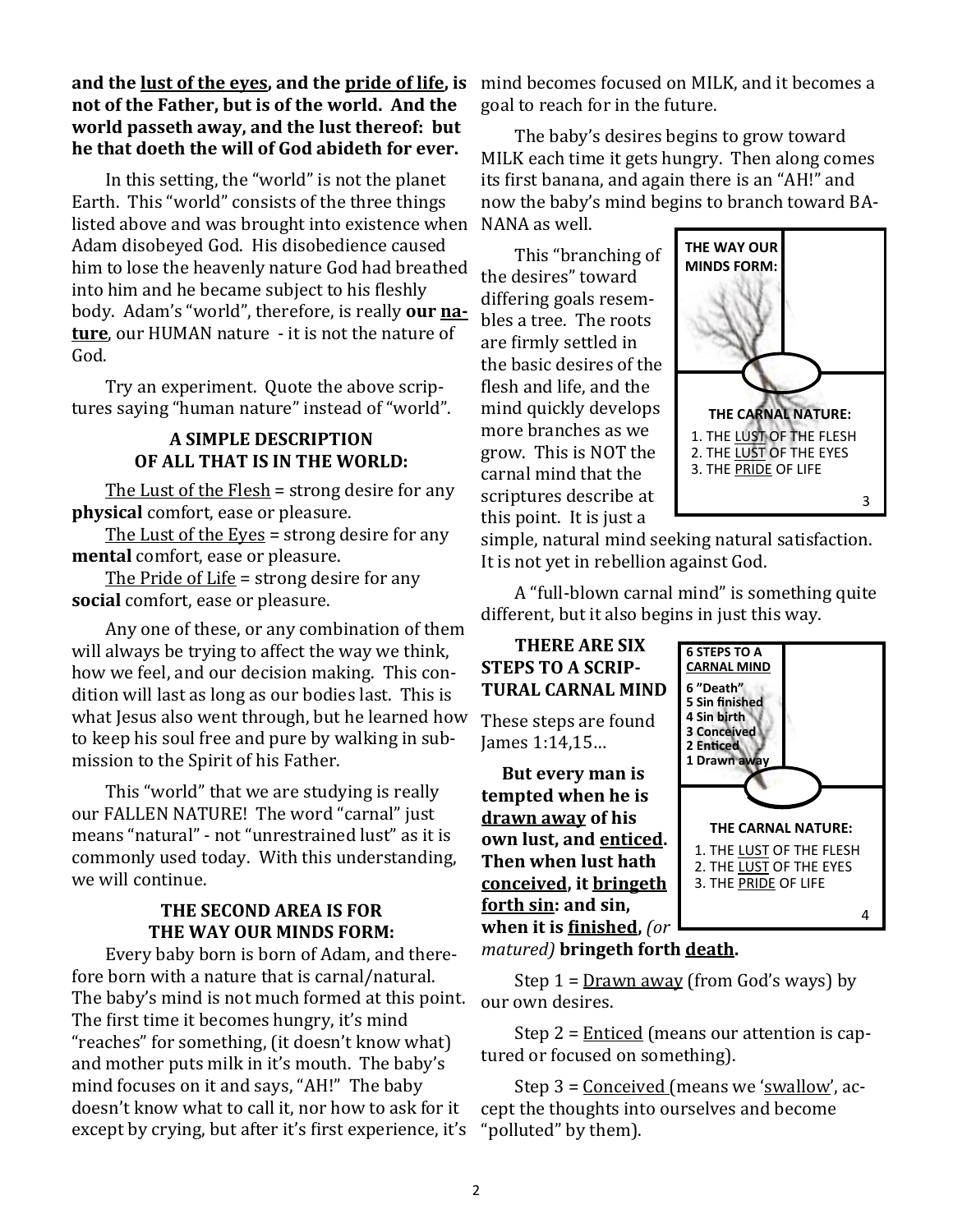**and the <u>lust of the eyes</u>, and the <u>pride of life</u>, is not of the Father, but is of the world. And the world passeth away, and the lust thereof: but he that doeth the will of God abideth for ever.**

In this setting, the "world" is not the planet Earth. This "world" consists of the three things listed above and was brought into existence when Adam disobeyed God. His disobedience caused him to lose the heavenly nature God had breathed into him and he became subject to his fleshly body. Adam's "world", therefore, is really **our <u>nature</u>**, our HUMAN nature - it is not the nature of God.

Try an experiment. Quote the above scriptures saying "human nature" instead of "world".

### A SIMPLE DESCRIPTION OF ALL THAT IS IN THE WORLD:

<u>The Lust of the Flesh</u> = strong desire for any **physical** comfort, ease or pleasure.

<u>The Lust of the Eyes</u> = strong desire for any **mental** comfort, ease or pleasure.

<u>The Pride of Life</u> = strong desire for any **social** comfort, ease or pleasure.

Any one of these, or any combination of them will always be trying to affect the way we think, how we feel, and our decision making. This condition will last as long as our bodies last. This is what Jesus also went through, but he learned how to keep his soul free and pure by walking in submission to the Spirit of his Father.

This "world" that we are studying is really our FALLEN NATURE! The word "carnal" just means "natural" - not "unrestrained lust" as it is commonly used today. With this understanding, we will continue.

### THE SECOND AREA IS FOR THE WAY OUR MINDS FORM:

Every baby born is born of Adam, and therefore born with a nature that is carnal/natural. The baby's mind is not much formed at this point. The first time it becomes hungry, it's mind "reaches" for something, (it doesn't know what) and mother puts milk in it's mouth. The baby's mind focuses on it and says, "AH!" The baby doesn't know what to call it, nor how to ask for it except by crying, but after it's first experience, it's mind becomes focused on MILK, and it becomes a goal to reach for in the future.

The baby's desires begins to grow toward MILK each time it gets hungry. Then along comes its first banana, and again there is an "AH!" and now the baby's mind begins to branch toward BANANA as well.

This "branching of the desires" toward differing goals resembles a tree. The roots are firmly settled in the basic desires of the flesh and life, and the mind quickly develops more branches as we grow. This is NOT the carnal mind that the scriptures describe at this point. It is just a simple, natural mind seeking natural satisfaction. It is not yet in rebellion against God.

**THE WAY OUR MINDS FORM:**

**THE CARNAL NATURE:**
1. THE <u>LUST</u> OF THE FLESH
2. THE <u>LUST</u> OF THE EYES
3. THE <u>PRIDE</u> OF LIFE

3

A "full-blown carnal mind" is something quite different, but it also begins in just this way.

### THERE ARE SIX STEPS TO A SCRIPTURAL CARNAL MIND

These steps are found James 1:14,15...

**But every man is tempted when he is <u>drawn away</u> of his own lust, and <u>enticed</u>. Then when lust hath <u>conceived</u>, it <u>bringeth forth sin</u>: and sin, when it is <u>finished</u>,** *(or matured)* **bringeth forth <u>death</u>.**

**<u>6 STEPS TO A CARNAL MIND</u>**
**6 "Death"**
**5 Sin finished**
**4 Sin birth**
**3 Conceived**
**2 Enticed**
**1 Drawn away**

**THE CARNAL NATURE:**
1. THE <u>LUST</u> OF THE FLESH
2. THE <u>LUST</u> OF THE EYES
3. THE <u>PRIDE</u> OF LIFE

4

Step 1 = <u>Drawn away</u> (from God's ways) by our own desires.

Step 2 = <u>Enticed</u> (means our attention is captured or focused on something).

Step 3 = <u>Conceived</u> (means we '<u>swallow</u>', accept the thoughts into ourselves and become "polluted" by them).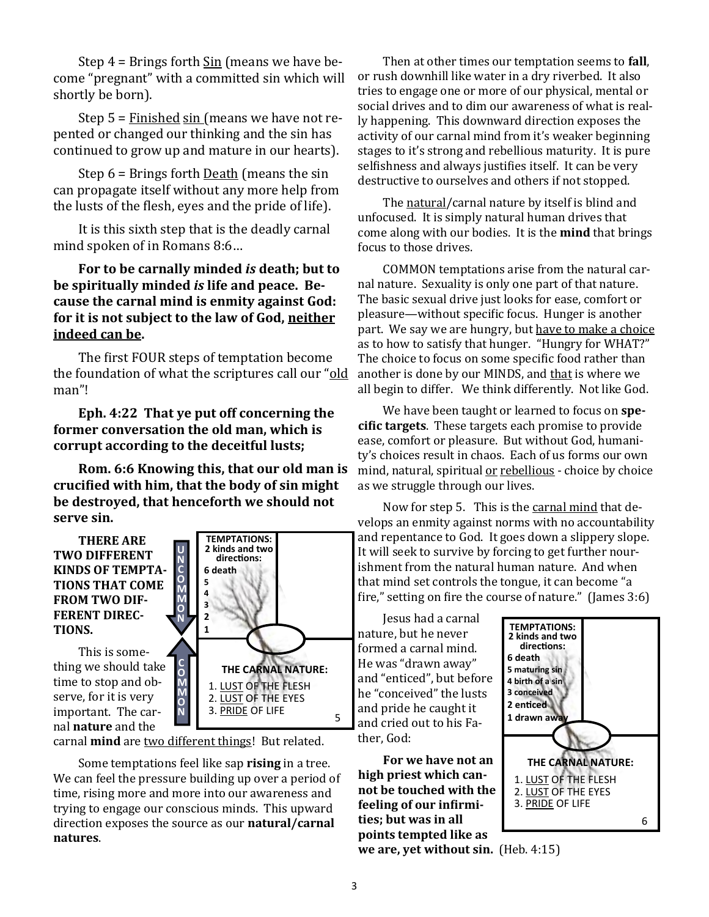Step 4 = Brings forth Sin (means we have become "pregnant" with a committed sin which will shortly be born).

Step 5 = Finished sin (means we have not repented or changed our thinking and the sin has continued to grow up and mature in our hearts).

Step 6 = Brings forth Death (means the sin can propagate itself without any more help from the lusts of the flesh, eyes and the pride of life).

It is this sixth step that is the deadly carnal mind spoken of in Romans 8:6…

**For to be carnally minded *is* death; but to be spiritually minded *is* life and peace. Because the carnal mind is enmity against God: for it is not subject to the law of God, neither indeed can be.**

The first FOUR steps of temptation become the foundation of what the scriptures call our "old man"!

**Eph. 4:22 That ye put off concerning the former conversation the old man, which is corrupt according to the deceitful lusts;**

**Rom. 6:6 Knowing this, that our old man is crucified with him, that the body of sin might be destroyed, that henceforth we should not serve sin.**

**THERE ARE TWO DIFFERENT KINDS OF TEMPTATIONS THAT COME FROM TWO DIFFERENT DIRECTIONS.**

TEMPTATIONS: 2 kinds and two directions:
6 death
5
4
3
2
1

UNCOMMON / COMMON

THE CARNAL NATURE:
1. LUST OF THE FLESH
2. LUST OF THE EYES
3. PRIDE OF LIFE

5

This is something we should take time to stop and observe, for it is very important. The carnal **nature** and the carnal **mind** are two different things! But related.

Some temptations feel like sap **rising** in a tree. We can feel the pressure building up over a period of time, rising more and more into our awareness and trying to engage our conscious minds. This upward direction exposes the source as our **natural/carnal natures**.

Then at other times our temptation seems to **fall**, or rush downhill like water in a dry riverbed. It also tries to engage one or more of our physical, mental or social drives and to dim our awareness of what is really happening. This downward direction exposes the activity of our carnal mind from it's weaker beginning stages to it's strong and rebellious maturity. It is pure selfishness and always justifies itself. It can be very destructive to ourselves and others if not stopped.

The natural/carnal nature by itself is blind and unfocused. It is simply natural human drives that come along with our bodies. It is the **mind** that brings focus to those drives.

COMMON temptations arise from the natural carnal nature. Sexuality is only one part of that nature. The basic sexual drive just looks for ease, comfort or pleasure—without specific focus. Hunger is another part. We say we are hungry, but have to make a choice as to how to satisfy that hunger. "Hungry for WHAT?" The choice to focus on some specific food rather than another is done by our MINDS, and that is where we all begin to differ. We think differently. Not like God.

We have been taught or learned to focus on **specific targets**. These targets each promise to provide ease, comfort or pleasure. But without God, humanity's choices result in chaos. Each of us forms our own mind, natural, spiritual or rebellious - choice by choice as we struggle through our lives.

Now for step 5. This is the carnal mind that develops an enmity against norms with no accountability and repentance to God. It goes down a slippery slope. It will seek to survive by forcing to get further nourishment from the natural human nature. And when that mind set controls the tongue, it can become "a fire," setting on fire the course of nature." (James 3:6)

Jesus had a carnal nature, but he never formed a carnal mind. He was "drawn away" and "enticed", but before he "conceived" the lusts and pride he caught it and cried out to his Father, God:

TEMPTATIONS: 2 kinds and two directions:
6 death
5 maturing sin
4 birth of a sin
3 conceived
2 enticed
1 drawn away

THE CARNAL NATURE:
1. LUST OF THE FLESH
2. LUST OF THE EYES
3. PRIDE OF LIFE

6

**For we have not an high priest which cannot be touched with the feeling of our infirmities; but was in all points tempted like as we are, yet without sin.** (Heb. 4:15)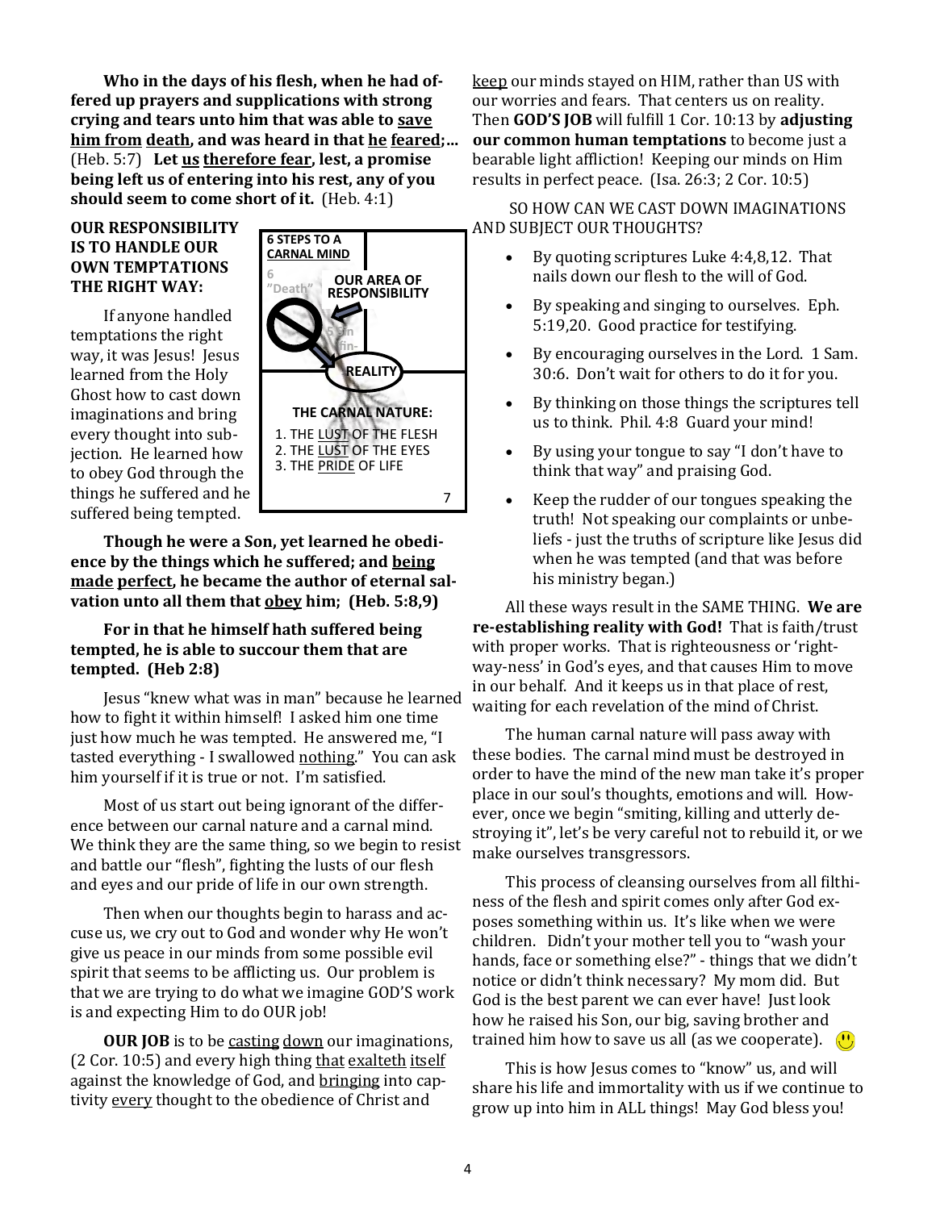**Who in the days of his flesh, when he had offered up prayers and supplications with strong crying and tears unto him that was able to <u>save him from</u> <u>death</u>, and was heard in that <u>he</u> <u>feared</u>;...** (Heb. 5:7) **Let <u>us</u> <u>therefore fear</u>, lest, a promise being left us of entering into his rest, any of you should seem to come short of it.** (Heb. 4:1)

**OUR RESPONSIBILITY IS TO HANDLE OUR OWN TEMPTATIONS THE RIGHT WAY:**

**6 STEPS TO A CARNAL MIND**

6 "Death"

**OUR AREA OF RESPONSIBILITY**

5 Sin fin-

**REALITY**

**THE CARNAL NATURE:**

1. THE <u>LUST</u> OF THE FLESH
2. THE <u>LUST</u> OF THE EYES
3. THE <u>PRIDE</u> OF LIFE

7

If anyone handled temptations the right way, it was Jesus! Jesus learned from the Holy Ghost how to cast down imaginations and bring every thought into subjection. He learned how to obey God through the things he suffered and he suffered being tempted.

**Though he were a Son, yet learned he obedience by the things which he suffered; and <u>being</u> <u>made</u> <u>perfect</u>, he became the author of eternal salvation unto all them that <u>obey</u> him; (Heb. 5:8,9)**

**For in that he himself hath suffered being tempted, he is able to succour them that are tempted. (Heb 2:8)**

Jesus "knew what was in man" because he learned how to fight it within himself! I asked him one time just how much he was tempted. He answered me, "I tasted everything - I swallowed <u>nothing</u>." You can ask him yourself if it is true or not. I'm satisfied.

Most of us start out being ignorant of the difference between our carnal nature and a carnal mind. We think they are the same thing, so we begin to resist and battle our "flesh", fighting the lusts of our flesh and eyes and our pride of life in our own strength.

Then when our thoughts begin to harass and accuse us, we cry out to God and wonder why He won't give us peace in our minds from some possible evil spirit that seems to be afflicting us. Our problem is that we are trying to do what we imagine GOD'S work is and expecting Him to do OUR job!

**OUR JOB** is to be <u>casting</u> <u>down</u> our imaginations, (2 Cor. 10:5) and every high thing <u>that</u> <u>exalteth</u> <u>itself</u> against the knowledge of God, and <u>bringing</u> into captivity <u>every</u> thought to the obedience of Christ and <u>keep</u> our minds stayed on HIM, rather than US with our worries and fears. That centers us on reality. Then **GOD'S JOB** will fulfill 1 Cor. 10:13 by **adjusting our common human temptations** to become just a bearable light affliction! Keeping our minds on Him results in perfect peace. (Isa. 26:3; 2 Cor. 10:5)

SO HOW CAN WE CAST DOWN IMAGINATIONS AND SUBJECT OUR THOUGHTS?

- By quoting scriptures Luke 4:4,8,12. That nails down our flesh to the will of God.
- By speaking and singing to ourselves. Eph. 5:19,20. Good practice for testifying.
- By encouraging ourselves in the Lord. 1 Sam. 30:6. Don't wait for others to do it for you.
- By thinking on those things the scriptures tell us to think. Phil. 4:8 Guard your mind!
- By using your tongue to say "I don't have to think that way" and praising God.
- Keep the rudder of our tongues speaking the truth! Not speaking our complaints or unbeliefs - just the truths of scripture like Jesus did when he was tempted (and that was before his ministry began.)

All these ways result in the SAME THING. **We are re-establishing reality with God!** That is faith/trust with proper works. That is righteousness or 'right-way-ness' in God's eyes, and that causes Him to move in our behalf. And it keeps us in that place of rest, waiting for each revelation of the mind of Christ.

The human carnal nature will pass away with these bodies. The carnal mind must be destroyed in order to have the mind of the new man take it's proper place in our soul's thoughts, emotions and will. However, once we begin "smiting, killing and utterly destroying it", let's be very careful not to rebuild it, or we make ourselves transgressors.

This process of cleansing ourselves from all filthiness of the flesh and spirit comes only after God exposes something within us. It's like when we were children. Didn't your mother tell you to "wash your hands, face or something else?" - things that we didn't notice or didn't think necessary? My mom did. But God is the best parent we can ever have! Just look how he raised his Son, our big, saving brother and trained him how to save us all (as we cooperate). 🙂

This is how Jesus comes to "know" us, and will share his life and immortality with us if we continue to grow up into him in ALL things! May God bless you!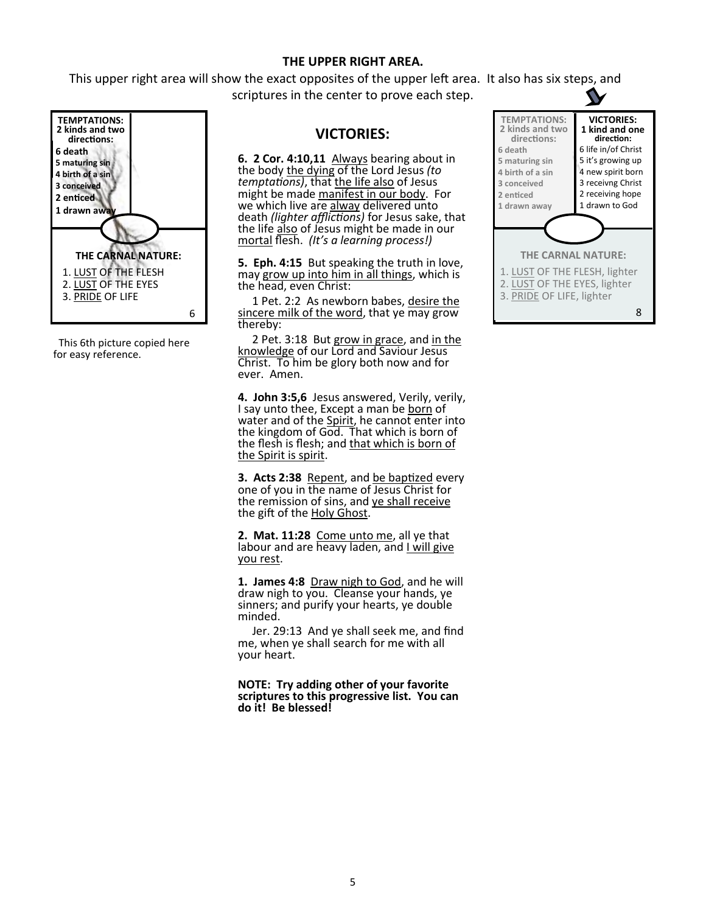## THE UPPER RIGHT AREA.

This upper right area will show the exact opposites of the upper left area. It also has six steps, and scriptures in the center to prove each step.

**TEMPTATIONS:**
**2 kinds and two directions:**
**6 death**
**5 maturing sin**
**4 birth of a sin**
**3 conceived**
**2 enticed**
**1 drawn away**

**THE CARNAL NATURE:**

1. LUST OF THE FLESH
2. LUST OF THE EYES
3. PRIDE OF LIFE

6

This 6th picture copied here for easy reference.

## VICTORIES:

**6. 2 Cor. 4:10,11** Always bearing about in the body the dying of the Lord Jesus *(to temptations)*, that the life also of Jesus might be made manifest in our body. For we which live are alway delivered unto death *(lighter afflictions)* for Jesus sake, that the life also of Jesus might be made in our mortal flesh. *(It's a learning process!)*

**5. Eph. 4:15** But speaking the truth in love, may grow up into him in all things, which is the head, even Christ:

1 Pet. 2:2 As newborn babes, desire the sincere milk of the word, that ye may grow thereby:

2 Pet. 3:18 But grow in grace, and in the knowledge of our Lord and Saviour Jesus Christ. To him be glory both now and for ever. Amen.

**4. John 3:5,6** Jesus answered, Verily, verily, I say unto thee, Except a man be born of water and of the Spirit, he cannot enter into the kingdom of God. That which is born of the flesh is flesh; and that which is born of the Spirit is spirit.

**3. Acts 2:38** Repent, and be baptized every one of you in the name of Jesus Christ for the remission of sins, and ye shall receive the gift of the Holy Ghost.

**2. Mat. 11:28** Come unto me, all ye that labour and are heavy laden, and I will give you rest.

**1. James 4:8** Draw nigh to God, and he will draw nigh to you. Cleanse your hands, ye sinners; and purify your hearts, ye double minded.

Jer. 29:13 And ye shall seek me, and find me, when ye shall search for me with all your heart.

**NOTE: Try adding other of your favorite scriptures to this progressive list. You can do it! Be blessed!**

| TEMPTATIONS: 2 kinds and two directions: | VICTORIES: 1 kind and one direction: |
|---|---|
| 6 death | 6 life in/of Christ |
| 5 maturing sin | 5 it's growing up |
| 4 birth of a sin | 4 new spirit born |
| 3 conceived | 3 receivng Christ |
| 2 enticed | 2 receiving hope |
| 1 drawn away | 1 drawn to God |

**THE CARNAL NATURE:**

1. LUST OF THE FLESH, lighter
2. LUST OF THE EYES, lighter
3. PRIDE OF LIFE, lighter

8